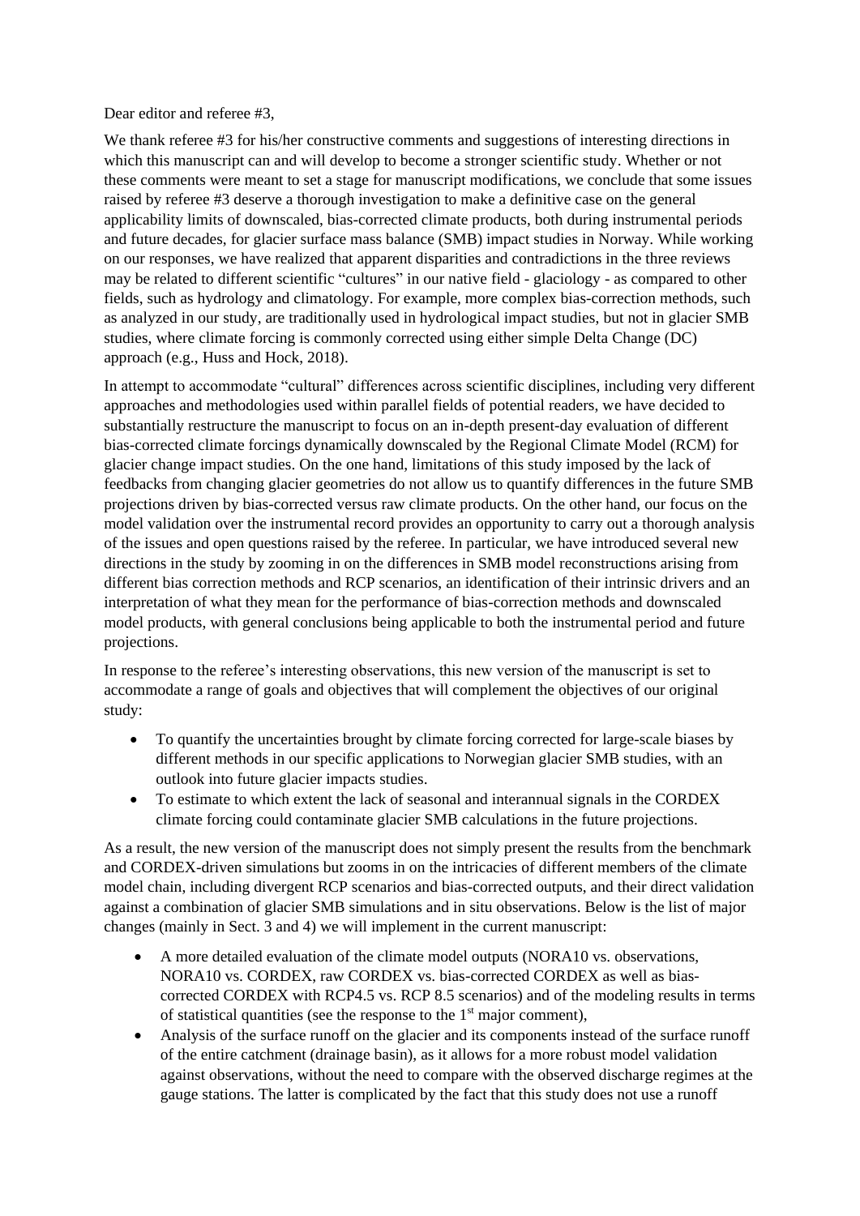Dear editor and referee #3,

We thank referee #3 for his/her constructive comments and suggestions of interesting directions in which this manuscript can and will develop to become a stronger scientific study. Whether or not these comments were meant to set a stage for manuscript modifications, we conclude that some issues raised by referee #3 deserve a thorough investigation to make a definitive case on the general applicability limits of downscaled, bias-corrected climate products, both during instrumental periods and future decades, for glacier surface mass balance (SMB) impact studies in Norway. While working on our responses, we have realized that apparent disparities and contradictions in the three reviews may be related to different scientific "cultures" in our native field - glaciology - as compared to other fields, such as hydrology and climatology. For example, more complex bias-correction methods, such as analyzed in our study, are traditionally used in hydrological impact studies, but not in glacier SMB studies, where climate forcing is commonly corrected using either simple Delta Change (DC) approach (e.g., Huss and Hock, 2018).

In attempt to accommodate "cultural" differences across scientific disciplines, including very different approaches and methodologies used within parallel fields of potential readers, we have decided to substantially restructure the manuscript to focus on an in-depth present-day evaluation of different bias-corrected climate forcings dynamically downscaled by the Regional Climate Model (RCM) for glacier change impact studies. On the one hand, limitations of this study imposed by the lack of feedbacks from changing glacier geometries do not allow us to quantify differences in the future SMB projections driven by bias-corrected versus raw climate products. On the other hand, our focus on the model validation over the instrumental record provides an opportunity to carry out a thorough analysis of the issues and open questions raised by the referee. In particular, we have introduced several new directions in the study by zooming in on the differences in SMB model reconstructions arising from different bias correction methods and RCP scenarios, an identification of their intrinsic drivers and an interpretation of what they mean for the performance of bias-correction methods and downscaled model products, with general conclusions being applicable to both the instrumental period and future projections.

In response to the referee's interesting observations, this new version of the manuscript is set to accommodate a range of goals and objectives that will complement the objectives of our original study:

- To quantify the uncertainties brought by climate forcing corrected for large-scale biases by different methods in our specific applications to Norwegian glacier SMB studies, with an outlook into future glacier impacts studies.
- To estimate to which extent the lack of seasonal and interannual signals in the CORDEX climate forcing could contaminate glacier SMB calculations in the future projections.

As a result, the new version of the manuscript does not simply present the results from the benchmark and CORDEX-driven simulations but zooms in on the intricacies of different members of the climate model chain, including divergent RCP scenarios and bias-corrected outputs, and their direct validation against a combination of glacier SMB simulations and in situ observations. Below is the list of major changes (mainly in Sect. 3 and 4) we will implement in the current manuscript:

- A more detailed evaluation of the climate model outputs (NORA10 vs. observations, NORA10 vs. CORDEX, raw CORDEX vs. bias-corrected CORDEX as well as bias-corrected CORDEX with RCP4.5 vs. RCP 8.5 scenarios) and of the modeling results in terms of statistical quantities (see the response to the 1st major comment),
- Analysis of the surface runoff on the glacier and its components instead of the surface runoff of the entire catchment (drainage basin), as it allows for a more robust model validation against observations, without the need to compare with the observed discharge regimes at the gauge stations. The latter is complicated by the fact that this study does not use a runoff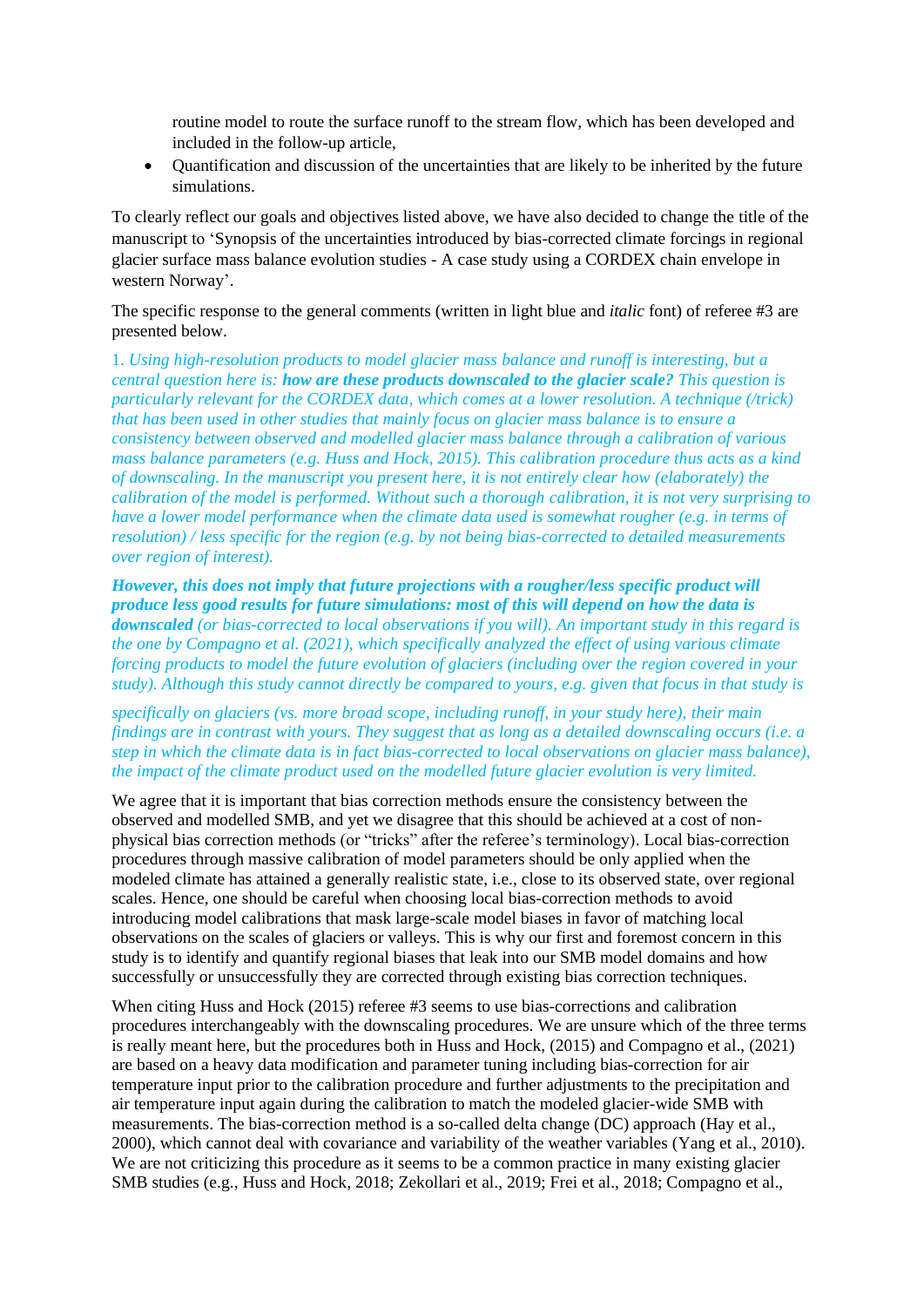routine model to route the surface runoff to the stream flow, which has been developed and included in the follow-up article,

- Quantification and discussion of the uncertainties that are likely to be inherited by the future simulations.

To clearly reflect our goals and objectives listed above, we have also decided to change the title of the manuscript to 'Synopsis of the uncertainties introduced by bias-corrected climate forcings in regional glacier surface mass balance evolution studies - A case study using a CORDEX chain envelope in western Norway'.

The specific response to the general comments (written in light blue and *italic* font) of referee #3 are presented below.

*1. Using high-resolution products to model glacier mass balance and runoff is interesting, but a central question here is:* ***how are these products downscaled to the glacier scale?*** *This question is particularly relevant for the CORDEX data, which comes at a lower resolution. A technique (/trick) that has been used in other studies that mainly focus on glacier mass balance is to ensure a consistency between observed and modelled glacier mass balance through a calibration of various mass balance parameters (e.g. Huss and Hock, 2015). This calibration procedure thus acts as a kind of downscaling. In the manuscript you present here, it is not entirely clear how (elaborately) the calibration of the model is performed. Without such a thorough calibration, it is not very surprising to have a lower model performance when the climate data used is somewhat rougher (e.g. in terms of resolution) / less specific for the region (e.g. by not being bias-corrected to detailed measurements over region of interest).*

***However, this does not imply that future projections with a rougher/less specific product will produce less good results for future simulations: most of this will depend on how the data is downscaled*** *(or bias-corrected to local observations if you will). An important study in this regard is the one by Compagno et al. (2021), which specifically analyzed the effect of using various climate forcing products to model the future evolution of glaciers (including over the region covered in your study). Although this study cannot directly be compared to yours, e.g. given that focus in that study is specifically on glaciers (vs. more broad scope, including runoff, in your study here), their main findings are in contrast with yours. They suggest that as long as a detailed downscaling occurs (i.e. a step in which the climate data is in fact bias-corrected to local observations on glacier mass balance), the impact of the climate product used on the modelled future glacier evolution is very limited.*

We agree that it is important that bias correction methods ensure the consistency between the observed and modelled SMB, and yet we disagree that this should be achieved at a cost of non-physical bias correction methods (or "tricks" after the referee's terminology). Local bias-correction procedures through massive calibration of model parameters should be only applied when the modeled climate has attained a generally realistic state, i.e., close to its observed state, over regional scales. Hence, one should be careful when choosing local bias-correction methods to avoid introducing model calibrations that mask large-scale model biases in favor of matching local observations on the scales of glaciers or valleys. This is why our first and foremost concern in this study is to identify and quantify regional biases that leak into our SMB model domains and how successfully or unsuccessfully they are corrected through existing bias correction techniques.

When citing Huss and Hock (2015) referee #3 seems to use bias-corrections and calibration procedures interchangeably with the downscaling procedures. We are unsure which of the three terms is really meant here, but the procedures both in Huss and Hock, (2015) and Compagno et al., (2021) are based on a heavy data modification and parameter tuning including bias-correction for air temperature input prior to the calibration procedure and further adjustments to the precipitation and air temperature input again during the calibration to match the modeled glacier-wide SMB with measurements. The bias-correction method is a so-called delta change (DC) approach (Hay et al., 2000), which cannot deal with covariance and variability of the weather variables (Yang et al., 2010). We are not criticizing this procedure as it seems to be a common practice in many existing glacier SMB studies (e.g., Huss and Hock, 2018; Zekollari et al., 2019; Frei et al., 2018; Compagno et al.,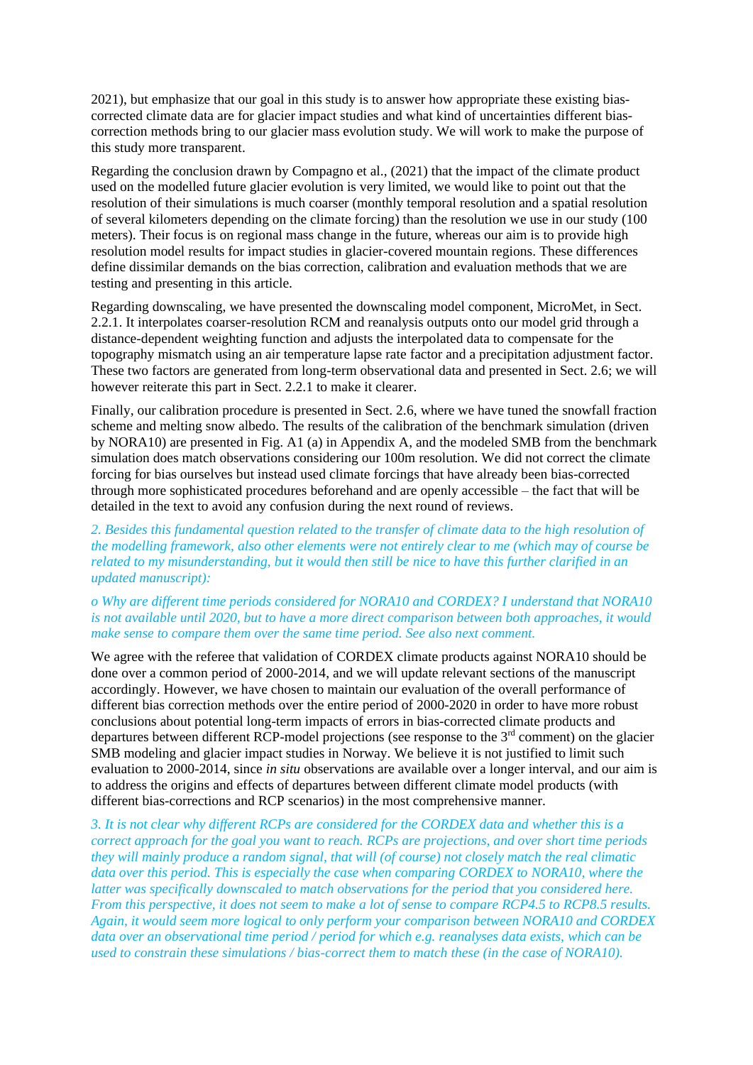2021), but emphasize that our goal in this study is to answer how appropriate these existing bias-corrected climate data are for glacier impact studies and what kind of uncertainties different bias-correction methods bring to our glacier mass evolution study. We will work to make the purpose of this study more transparent.

Regarding the conclusion drawn by Compagno et al., (2021) that the impact of the climate product used on the modelled future glacier evolution is very limited, we would like to point out that the resolution of their simulations is much coarser (monthly temporal resolution and a spatial resolution of several kilometers depending on the climate forcing) than the resolution we use in our study (100 meters). Their focus is on regional mass change in the future, whereas our aim is to provide high resolution model results for impact studies in glacier-covered mountain regions. These differences define dissimilar demands on the bias correction, calibration and evaluation methods that we are testing and presenting in this article.

Regarding downscaling, we have presented the downscaling model component, MicroMet, in Sect. 2.2.1. It interpolates coarser-resolution RCM and reanalysis outputs onto our model grid through a distance-dependent weighting function and adjusts the interpolated data to compensate for the topography mismatch using an air temperature lapse rate factor and a precipitation adjustment factor. These two factors are generated from long-term observational data and presented in Sect. 2.6; we will however reiterate this part in Sect. 2.2.1 to make it clearer.

Finally, our calibration procedure is presented in Sect. 2.6, where we have tuned the snowfall fraction scheme and melting snow albedo. The results of the calibration of the benchmark simulation (driven by NORA10) are presented in Fig. A1 (a) in Appendix A, and the modeled SMB from the benchmark simulation does match observations considering our 100m resolution. We did not correct the climate forcing for bias ourselves but instead used climate forcings that have already been bias-corrected through more sophisticated procedures beforehand and are openly accessible – the fact that will be detailed in the text to avoid any confusion during the next round of reviews.

*2. Besides this fundamental question related to the transfer of climate data to the high resolution of the modelling framework, also other elements were not entirely clear to me (which may of course be related to my misunderstanding, but it would then still be nice to have this further clarified in an updated manuscript):*

*o Why are different time periods considered for NORA10 and CORDEX? I understand that NORA10 is not available until 2020, but to have a more direct comparison between both approaches, it would make sense to compare them over the same time period. See also next comment.*

We agree with the referee that validation of CORDEX climate products against NORA10 should be done over a common period of 2000-2014, and we will update relevant sections of the manuscript accordingly. However, we have chosen to maintain our evaluation of the overall performance of different bias correction methods over the entire period of 2000-2020 in order to have more robust conclusions about potential long-term impacts of errors in bias-corrected climate products and departures between different RCP-model projections (see response to the 3rd comment) on the glacier SMB modeling and glacier impact studies in Norway. We believe it is not justified to limit such evaluation to 2000-2014, since *in situ* observations are available over a longer interval, and our aim is to address the origins and effects of departures between different climate model products (with different bias-corrections and RCP scenarios) in the most comprehensive manner.

*3. It is not clear why different RCPs are considered for the CORDEX data and whether this is a correct approach for the goal you want to reach. RCPs are projections, and over short time periods they will mainly produce a random signal, that will (of course) not closely match the real climatic data over this period. This is especially the case when comparing CORDEX to NORA10, where the latter was specifically downscaled to match observations for the period that you considered here. From this perspective, it does not seem to make a lot of sense to compare RCP4.5 to RCP8.5 results. Again, it would seem more logical to only perform your comparison between NORA10 and CORDEX data over an observational time period / period for which e.g. reanalyses data exists, which can be used to constrain these simulations / bias-correct them to match these (in the case of NORA10).*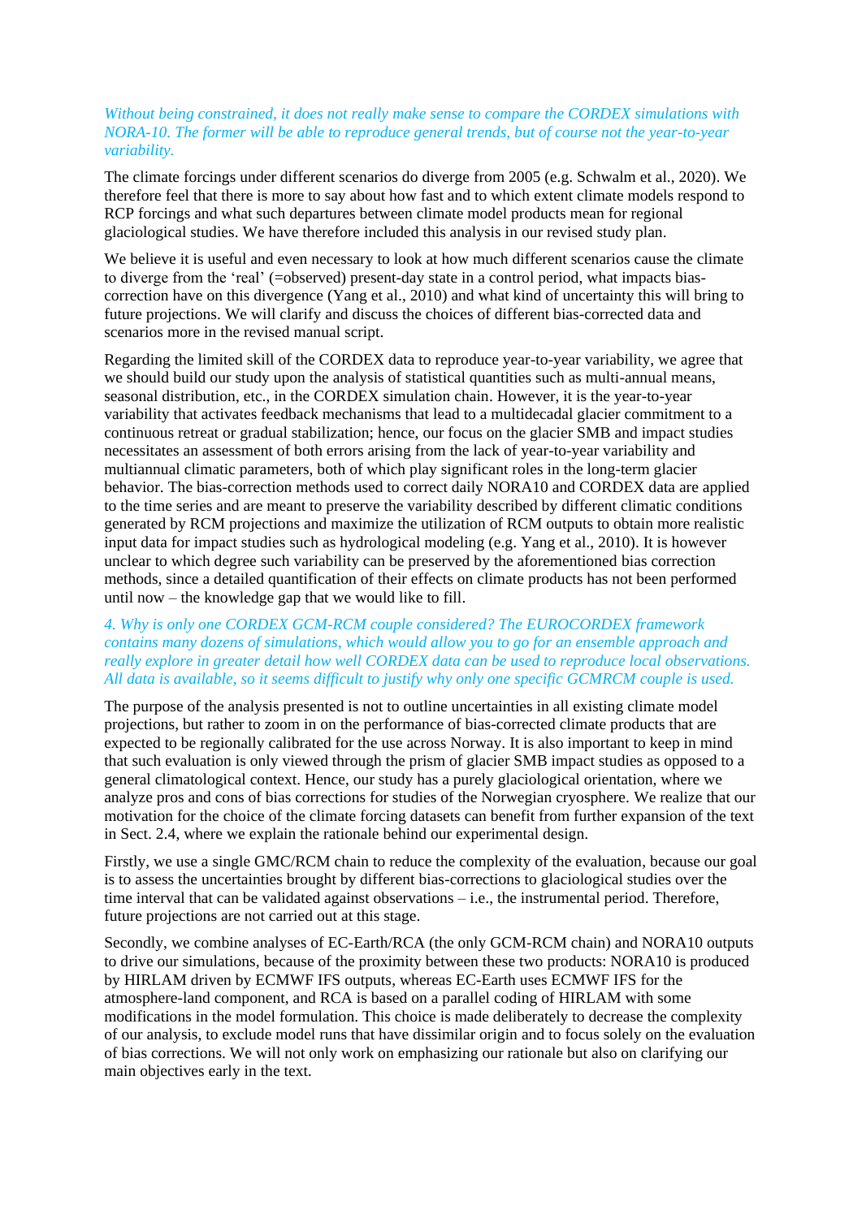*Without being constrained, it does not really make sense to compare the CORDEX simulations with NORA-10. The former will be able to reproduce general trends, but of course not the year-to-year variability.*

The climate forcings under different scenarios do diverge from 2005 (e.g. Schwalm et al., 2020). We therefore feel that there is more to say about how fast and to which extent climate models respond to RCP forcings and what such departures between climate model products mean for regional glaciological studies. We have therefore included this analysis in our revised study plan.

We believe it is useful and even necessary to look at how much different scenarios cause the climate to diverge from the 'real' (=observed) present-day state in a control period, what impacts bias-correction have on this divergence (Yang et al., 2010) and what kind of uncertainty this will bring to future projections. We will clarify and discuss the choices of different bias-corrected data and scenarios more in the revised manual script.

Regarding the limited skill of the CORDEX data to reproduce year-to-year variability, we agree that we should build our study upon the analysis of statistical quantities such as multi-annual means, seasonal distribution, etc., in the CORDEX simulation chain. However, it is the year-to-year variability that activates feedback mechanisms that lead to a multidecadal glacier commitment to a continuous retreat or gradual stabilization; hence, our focus on the glacier SMB and impact studies necessitates an assessment of both errors arising from the lack of year-to-year variability and multiannual climatic parameters, both of which play significant roles in the long-term glacier behavior. The bias-correction methods used to correct daily NORA10 and CORDEX data are applied to the time series and are meant to preserve the variability described by different climatic conditions generated by RCM projections and maximize the utilization of RCM outputs to obtain more realistic input data for impact studies such as hydrological modeling (e.g. Yang et al., 2010). It is however unclear to which degree such variability can be preserved by the aforementioned bias correction methods, since a detailed quantification of their effects on climate products has not been performed until now – the knowledge gap that we would like to fill.

*4. Why is only one CORDEX GCM-RCM couple considered? The EUROCORDEX framework contains many dozens of simulations, which would allow you to go for an ensemble approach and really explore in greater detail how well CORDEX data can be used to reproduce local observations. All data is available, so it seems difficult to justify why only one specific GCMRCM couple is used.*

The purpose of the analysis presented is not to outline uncertainties in all existing climate model projections, but rather to zoom in on the performance of bias-corrected climate products that are expected to be regionally calibrated for the use across Norway. It is also important to keep in mind that such evaluation is only viewed through the prism of glacier SMB impact studies as opposed to a general climatological context. Hence, our study has a purely glaciological orientation, where we analyze pros and cons of bias corrections for studies of the Norwegian cryosphere. We realize that our motivation for the choice of the climate forcing datasets can benefit from further expansion of the text in Sect. 2.4, where we explain the rationale behind our experimental design.

Firstly, we use a single GMC/RCM chain to reduce the complexity of the evaluation, because our goal is to assess the uncertainties brought by different bias-corrections to glaciological studies over the time interval that can be validated against observations – i.e., the instrumental period. Therefore, future projections are not carried out at this stage.

Secondly, we combine analyses of EC-Earth/RCA (the only GCM-RCM chain) and NORA10 outputs to drive our simulations, because of the proximity between these two products: NORA10 is produced by HIRLAM driven by ECMWF IFS outputs, whereas EC-Earth uses ECMWF IFS for the atmosphere-land component, and RCA is based on a parallel coding of HIRLAM with some modifications in the model formulation. This choice is made deliberately to decrease the complexity of our analysis, to exclude model runs that have dissimilar origin and to focus solely on the evaluation of bias corrections. We will not only work on emphasizing our rationale but also on clarifying our main objectives early in the text.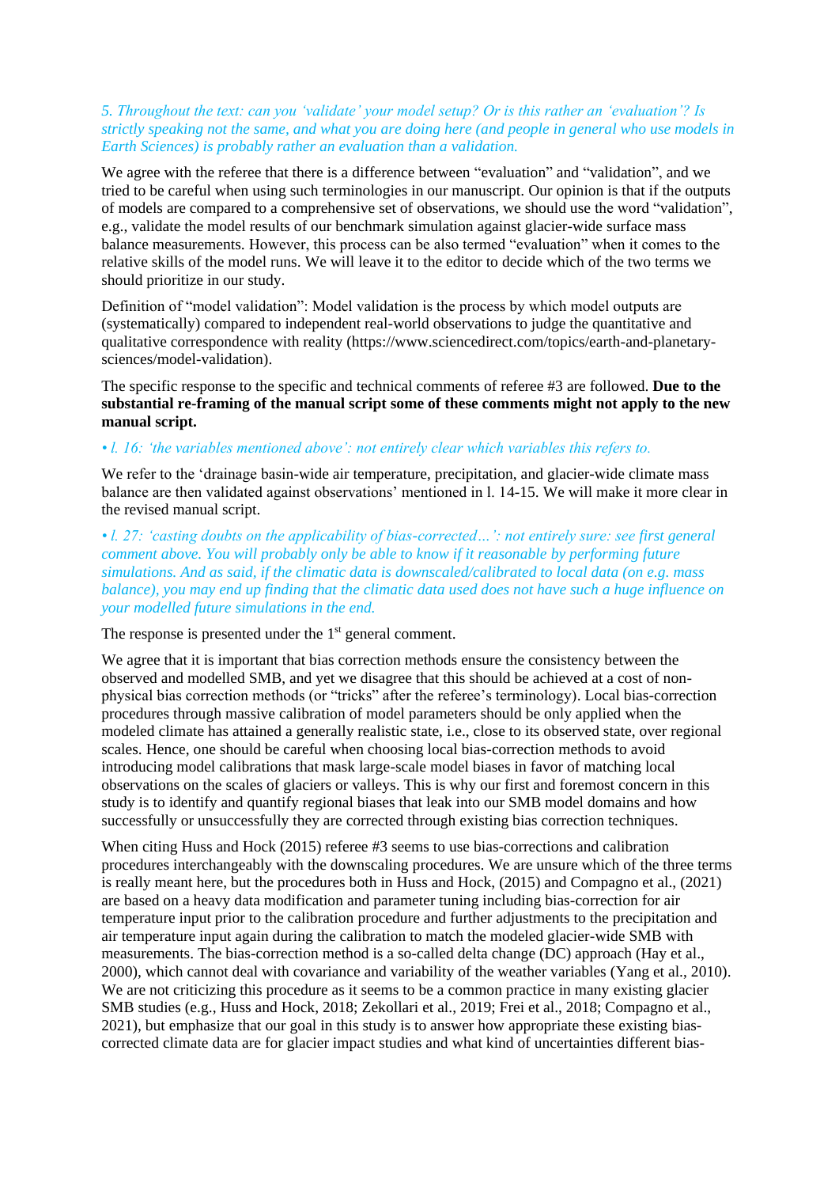*5. Throughout the text: can you 'validate' your model setup? Or is this rather an 'evaluation'? Is strictly speaking not the same, and what you are doing here (and people in general who use models in Earth Sciences) is probably rather an evaluation than a validation.*

We agree with the referee that there is a difference between "evaluation" and "validation", and we tried to be careful when using such terminologies in our manuscript. Our opinion is that if the outputs of models are compared to a comprehensive set of observations, we should use the word "validation", e.g., validate the model results of our benchmark simulation against glacier-wide surface mass balance measurements. However, this process can be also termed "evaluation" when it comes to the relative skills of the model runs. We will leave it to the editor to decide which of the two terms we should prioritize in our study.

Definition of "model validation": Model validation is the process by which model outputs are (systematically) compared to independent real-world observations to judge the quantitative and qualitative correspondence with reality (https://www.sciencedirect.com/topics/earth-and-planetary-sciences/model-validation).

The specific response to the specific and technical comments of referee #3 are followed. **Due to the substantial re-framing of the manual script some of these comments might not apply to the new manual script.**

*• l. 16: 'the variables mentioned above': not entirely clear which variables this refers to.*

We refer to the 'drainage basin-wide air temperature, precipitation, and glacier-wide climate mass balance are then validated against observations' mentioned in l. 14-15. We will make it more clear in the revised manual script.

*• l. 27: 'casting doubts on the applicability of bias-corrected…': not entirely sure: see first general comment above. You will probably only be able to know if it reasonable by performing future simulations. And as said, if the climatic data is downscaled/calibrated to local data (on e.g. mass balance), you may end up finding that the climatic data used does not have such a huge influence on your modelled future simulations in the end.*

The response is presented under the 1st general comment.

We agree that it is important that bias correction methods ensure the consistency between the observed and modelled SMB, and yet we disagree that this should be achieved at a cost of non-physical bias correction methods (or "tricks" after the referee's terminology). Local bias-correction procedures through massive calibration of model parameters should be only applied when the modeled climate has attained a generally realistic state, i.e., close to its observed state, over regional scales. Hence, one should be careful when choosing local bias-correction methods to avoid introducing model calibrations that mask large-scale model biases in favor of matching local observations on the scales of glaciers or valleys. This is why our first and foremost concern in this study is to identify and quantify regional biases that leak into our SMB model domains and how successfully or unsuccessfully they are corrected through existing bias correction techniques.

When citing Huss and Hock (2015) referee #3 seems to use bias-corrections and calibration procedures interchangeably with the downscaling procedures. We are unsure which of the three terms is really meant here, but the procedures both in Huss and Hock, (2015) and Compagno et al., (2021) are based on a heavy data modification and parameter tuning including bias-correction for air temperature input prior to the calibration procedure and further adjustments to the precipitation and air temperature input again during the calibration to match the modeled glacier-wide SMB with measurements. The bias-correction method is a so-called delta change (DC) approach (Hay et al., 2000), which cannot deal with covariance and variability of the weather variables (Yang et al., 2010). We are not criticizing this procedure as it seems to be a common practice in many existing glacier SMB studies (e.g., Huss and Hock, 2018; Zekollari et al., 2019; Frei et al., 2018; Compagno et al., 2021), but emphasize that our goal in this study is to answer how appropriate these existing bias-corrected climate data are for glacier impact studies and what kind of uncertainties different bias-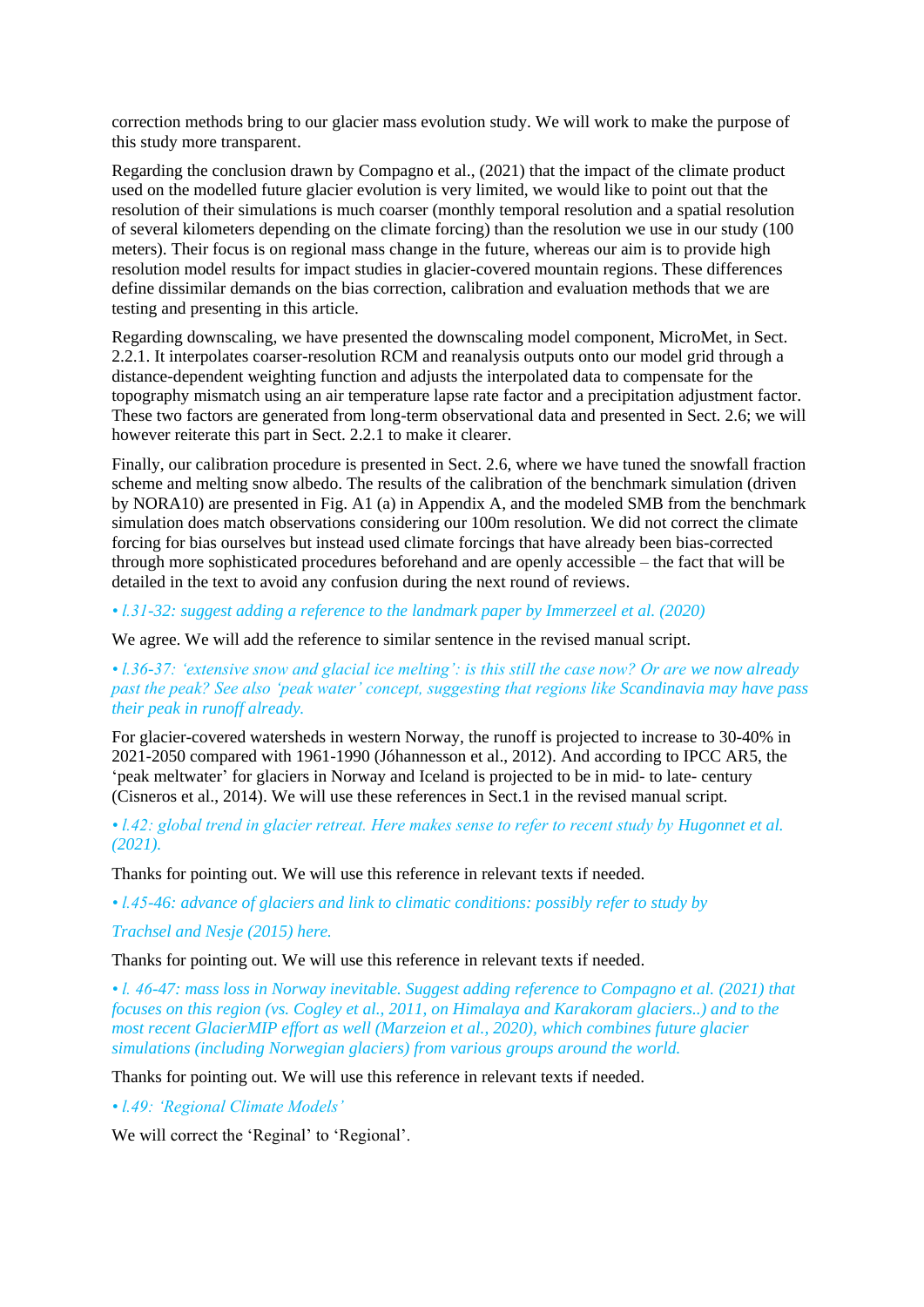correction methods bring to our glacier mass evolution study. We will work to make the purpose of this study more transparent.

Regarding the conclusion drawn by Compagno et al., (2021) that the impact of the climate product used on the modelled future glacier evolution is very limited, we would like to point out that the resolution of their simulations is much coarser (monthly temporal resolution and a spatial resolution of several kilometers depending on the climate forcing) than the resolution we use in our study (100 meters). Their focus is on regional mass change in the future, whereas our aim is to provide high resolution model results for impact studies in glacier-covered mountain regions. These differences define dissimilar demands on the bias correction, calibration and evaluation methods that we are testing and presenting in this article.

Regarding downscaling, we have presented the downscaling model component, MicroMet, in Sect. 2.2.1. It interpolates coarser-resolution RCM and reanalysis outputs onto our model grid through a distance-dependent weighting function and adjusts the interpolated data to compensate for the topography mismatch using an air temperature lapse rate factor and a precipitation adjustment factor. These two factors are generated from long-term observational data and presented in Sect. 2.6; we will however reiterate this part in Sect. 2.2.1 to make it clearer.

Finally, our calibration procedure is presented in Sect. 2.6, where we have tuned the snowfall fraction scheme and melting snow albedo. The results of the calibration of the benchmark simulation (driven by NORA10) are presented in Fig. A1 (a) in Appendix A, and the modeled SMB from the benchmark simulation does match observations considering our 100m resolution. We did not correct the climate forcing for bias ourselves but instead used climate forcings that have already been bias-corrected through more sophisticated procedures beforehand and are openly accessible – the fact that will be detailed in the text to avoid any confusion during the next round of reviews.

*• l.31-32: suggest adding a reference to the landmark paper by Immerzeel et al. (2020)*

We agree. We will add the reference to similar sentence in the revised manual script.

*• l.36-37: 'extensive snow and glacial ice melting': is this still the case now? Or are we now already past the peak? See also 'peak water' concept, suggesting that regions like Scandinavia may have pass their peak in runoff already.*

For glacier-covered watersheds in western Norway, the runoff is projected to increase to 30-40% in 2021-2050 compared with 1961-1990 (Jóhannesson et al., 2012). And according to IPCC AR5, the 'peak meltwater' for glaciers in Norway and Iceland is projected to be in mid- to late- century (Cisneros et al., 2014). We will use these references in Sect.1 in the revised manual script.

*• l.42: global trend in glacier retreat. Here makes sense to refer to recent study by Hugonnet et al. (2021).*

Thanks for pointing out. We will use this reference in relevant texts if needed.

*• l.45-46: advance of glaciers and link to climatic conditions: possibly refer to study by Trachsel and Nesje (2015) here.*

Thanks for pointing out. We will use this reference in relevant texts if needed.

*• l. 46-47: mass loss in Norway inevitable. Suggest adding reference to Compagno et al. (2021) that focuses on this region (vs. Cogley et al., 2011, on Himalaya and Karakoram glaciers..) and to the most recent GlacierMIP effort as well (Marzeion et al., 2020), which combines future glacier simulations (including Norwegian glaciers) from various groups around the world.*

Thanks for pointing out. We will use this reference in relevant texts if needed.

*• l.49: 'Regional Climate Models'*

We will correct the 'Reginal' to 'Regional'.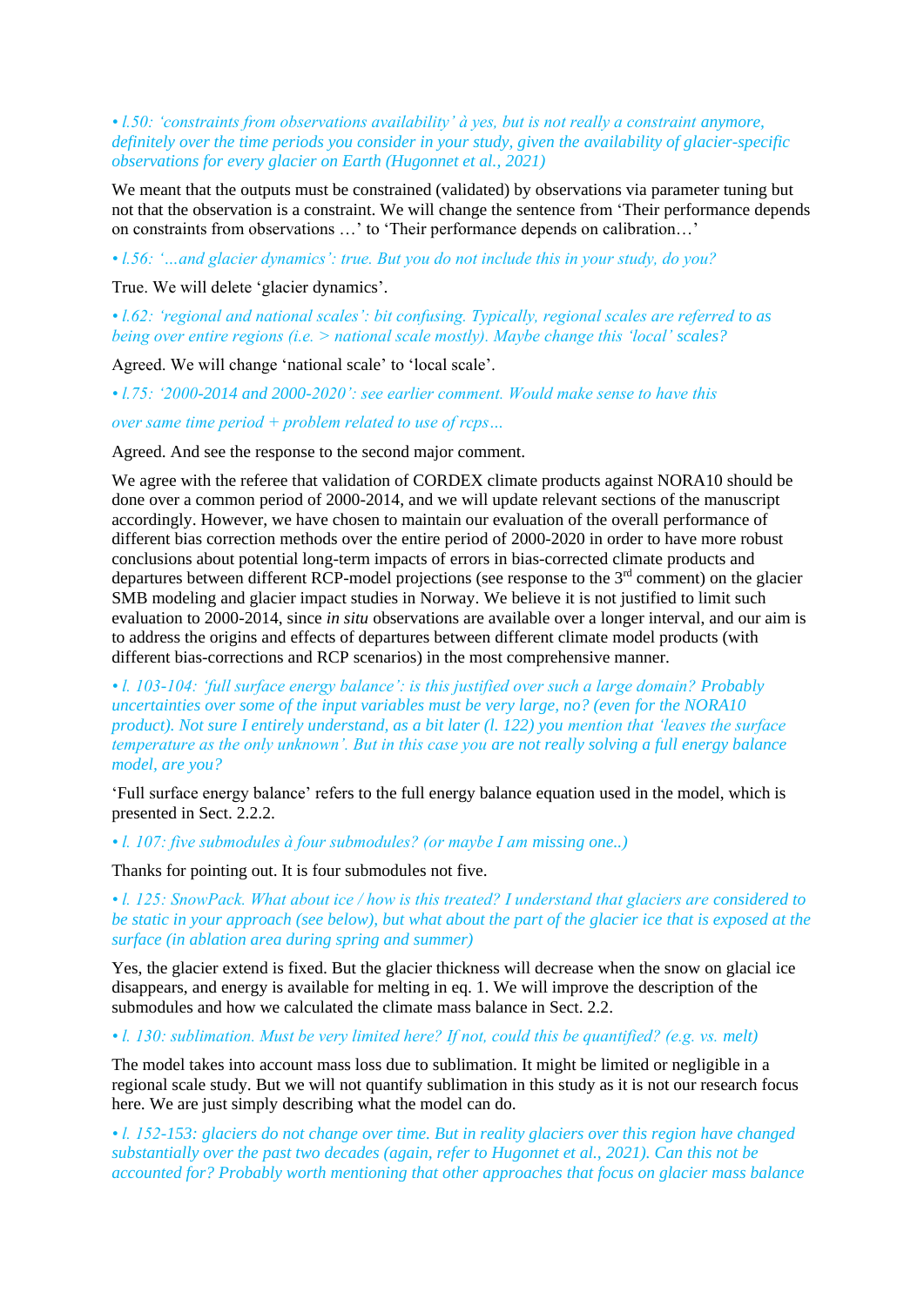*• l.50: 'constraints from observations availability' à yes, but is not really a constraint anymore, definitely over the time periods you consider in your study, given the availability of glacier-specific observations for every glacier on Earth (Hugonnet et al., 2021)*

We meant that the outputs must be constrained (validated) by observations via parameter tuning but not that the observation is a constraint. We will change the sentence from 'Their performance depends on constraints from observations …' to 'Their performance depends on calibration…'

*• l.56: '…and glacier dynamics': true. But you do not include this in your study, do you?*

True. We will delete 'glacier dynamics'.

*• l.62: 'regional and national scales': bit confusing. Typically, regional scales are referred to as being over entire regions (i.e. > national scale mostly). Maybe change this 'local' scales?*

Agreed. We will change 'national scale' to 'local scale'.

*• l.75: '2000-2014 and 2000-2020': see earlier comment. Would make sense to have this over same time period + problem related to use of rcps…*

Agreed. And see the response to the second major comment.

We agree with the referee that validation of CORDEX climate products against NORA10 should be done over a common period of 2000-2014, and we will update relevant sections of the manuscript accordingly. However, we have chosen to maintain our evaluation of the overall performance of different bias correction methods over the entire period of 2000-2020 in order to have more robust conclusions about potential long-term impacts of errors in bias-corrected climate products and departures between different RCP-model projections (see response to the 3rd comment) on the glacier SMB modeling and glacier impact studies in Norway. We believe it is not justified to limit such evaluation to 2000-2014, since *in situ* observations are available over a longer interval, and our aim is to address the origins and effects of departures between different climate model products (with different bias-corrections and RCP scenarios) in the most comprehensive manner.

*• l. 103-104: 'full surface energy balance': is this justified over such a large domain? Probably uncertainties over some of the input variables must be very large, no? (even for the NORA10 product). Not sure I entirely understand, as a bit later (l. 122) you mention that 'leaves the surface temperature as the only unknown'. But in this case you are not really solving a full energy balance model, are you?*

'Full surface energy balance' refers to the full energy balance equation used in the model, which is presented in Sect. 2.2.2.

*• l. 107: five submodules à four submodules? (or maybe I am missing one..)*

Thanks for pointing out. It is four submodules not five.

*• l. 125: SnowPack. What about ice / how is this treated? I understand that glaciers are considered to be static in your approach (see below), but what about the part of the glacier ice that is exposed at the surface (in ablation area during spring and summer)*

Yes, the glacier extend is fixed. But the glacier thickness will decrease when the snow on glacial ice disappears, and energy is available for melting in eq. 1. We will improve the description of the submodules and how we calculated the climate mass balance in Sect. 2.2.

*• l. 130: sublimation. Must be very limited here? If not, could this be quantified? (e.g. vs. melt)*

The model takes into account mass loss due to sublimation. It might be limited or negligible in a regional scale study. But we will not quantify sublimation in this study as it is not our research focus here. We are just simply describing what the model can do.

*• l. 152-153: glaciers do not change over time. But in reality glaciers over this region have changed substantially over the past two decades (again, refer to Hugonnet et al., 2021). Can this not be accounted for? Probably worth mentioning that other approaches that focus on glacier mass balance*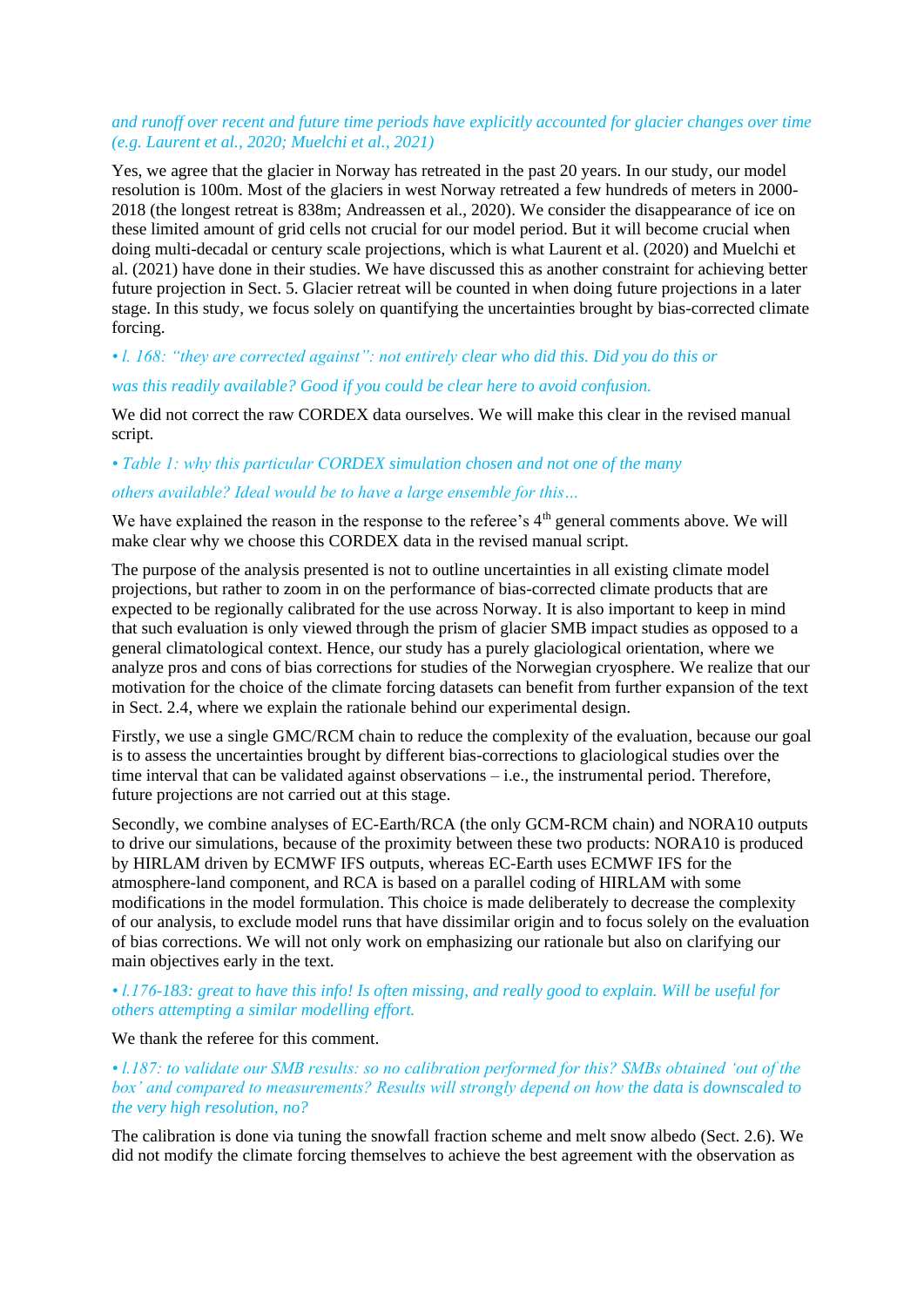*and runoff over recent and future time periods have explicitly accounted for glacier changes over time (e.g. Laurent et al., 2020; Muelchi et al., 2021)*

Yes, we agree that the glacier in Norway has retreated in the past 20 years. In our study, our model resolution is 100m. Most of the glaciers in west Norway retreated a few hundreds of meters in 2000-2018 (the longest retreat is 838m; Andreassen et al., 2020). We consider the disappearance of ice on these limited amount of grid cells not crucial for our model period. But it will become crucial when doing multi-decadal or century scale projections, which is what Laurent et al. (2020) and Muelchi et al. (2021) have done in their studies. We have discussed this as another constraint for achieving better future projection in Sect. 5. Glacier retreat will be counted in when doing future projections in a later stage. In this study, we focus solely on quantifying the uncertainties brought by bias-corrected climate forcing.

*• l. 168: "they are corrected against": not entirely clear who did this. Did you do this or*

*was this readily available? Good if you could be clear here to avoid confusion.*

We did not correct the raw CORDEX data ourselves. We will make this clear in the revised manual script.

*• Table 1: why this particular CORDEX simulation chosen and not one of the many*

*others available? Ideal would be to have a large ensemble for this…*

We have explained the reason in the response to the referee's 4th general comments above. We will make clear why we choose this CORDEX data in the revised manual script.

The purpose of the analysis presented is not to outline uncertainties in all existing climate model projections, but rather to zoom in on the performance of bias-corrected climate products that are expected to be regionally calibrated for the use across Norway. It is also important to keep in mind that such evaluation is only viewed through the prism of glacier SMB impact studies as opposed to a general climatological context. Hence, our study has a purely glaciological orientation, where we analyze pros and cons of bias corrections for studies of the Norwegian cryosphere. We realize that our motivation for the choice of the climate forcing datasets can benefit from further expansion of the text in Sect. 2.4, where we explain the rationale behind our experimental design.

Firstly, we use a single GMC/RCM chain to reduce the complexity of the evaluation, because our goal is to assess the uncertainties brought by different bias-corrections to glaciological studies over the time interval that can be validated against observations – i.e., the instrumental period. Therefore, future projections are not carried out at this stage.

Secondly, we combine analyses of EC-Earth/RCA (the only GCM-RCM chain) and NORA10 outputs to drive our simulations, because of the proximity between these two products: NORA10 is produced by HIRLAM driven by ECMWF IFS outputs, whereas EC-Earth uses ECMWF IFS for the atmosphere-land component, and RCA is based on a parallel coding of HIRLAM with some modifications in the model formulation. This choice is made deliberately to decrease the complexity of our analysis, to exclude model runs that have dissimilar origin and to focus solely on the evaluation of bias corrections. We will not only work on emphasizing our rationale but also on clarifying our main objectives early in the text.

*• l.176-183: great to have this info! Is often missing, and really good to explain. Will be useful for others attempting a similar modelling effort.*

We thank the referee for this comment.

*• l.187: to validate our SMB results: so no calibration performed for this? SMBs obtained 'out of the box' and compared to measurements? Results will strongly depend on how the data is downscaled to the very high resolution, no?*

The calibration is done via tuning the snowfall fraction scheme and melt snow albedo (Sect. 2.6). We did not modify the climate forcing themselves to achieve the best agreement with the observation as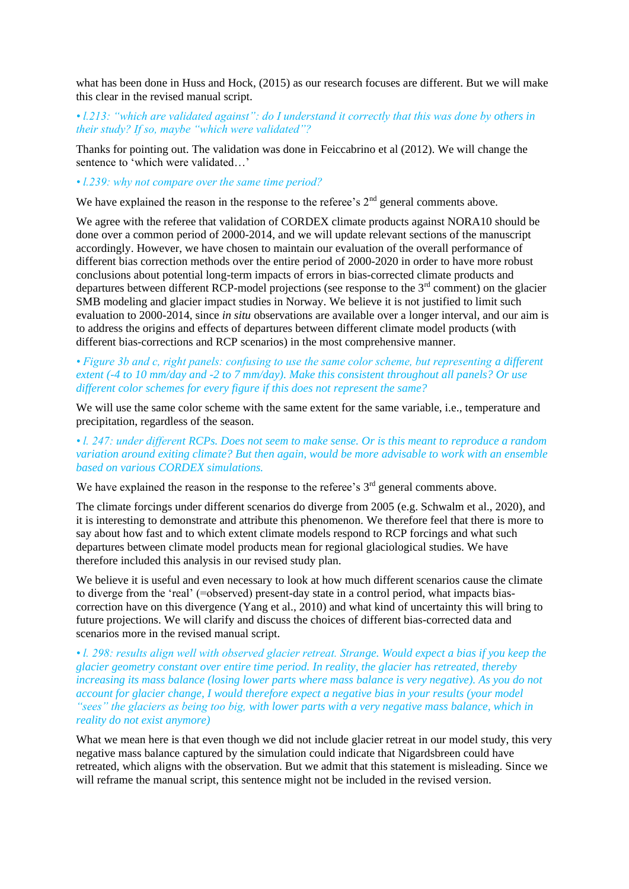what has been done in Huss and Hock, (2015) as our research focuses are different. But we will make this clear in the revised manual script.

*• l.213: "which are validated against": do I understand it correctly that this was done by others in their study? If so, maybe "which were validated"?*

Thanks for pointing out. The validation was done in Feiccabrino et al (2012). We will change the sentence to 'which were validated…'

*• l.239: why not compare over the same time period?*

We have explained the reason in the response to the referee's 2[nd] general comments above.

We agree with the referee that validation of CORDEX climate products against NORA10 should be done over a common period of 2000-2014, and we will update relevant sections of the manuscript accordingly. However, we have chosen to maintain our evaluation of the overall performance of different bias correction methods over the entire period of 2000-2020 in order to have more robust conclusions about potential long-term impacts of errors in bias-corrected climate products and departures between different RCP-model projections (see response to the 3[rd] comment) on the glacier SMB modeling and glacier impact studies in Norway. We believe it is not justified to limit such evaluation to 2000-2014, since *in situ* observations are available over a longer interval, and our aim is to address the origins and effects of departures between different climate model products (with different bias-corrections and RCP scenarios) in the most comprehensive manner.

*• Figure 3b and c, right panels: confusing to use the same color scheme, but representing a different extent (-4 to 10 mm/day and -2 to 7 mm/day). Make this consistent throughout all panels? Or use different color schemes for every figure if this does not represent the same?*

We will use the same color scheme with the same extent for the same variable, i.e., temperature and precipitation, regardless of the season.

*• l. 247: under different RCPs. Does not seem to make sense. Or is this meant to reproduce a random variation around exiting climate? But then again, would be more advisable to work with an ensemble based on various CORDEX simulations.*

We have explained the reason in the response to the referee's 3[rd] general comments above.

The climate forcings under different scenarios do diverge from 2005 (e.g. Schwalm et al., 2020), and it is interesting to demonstrate and attribute this phenomenon. We therefore feel that there is more to say about how fast and to which extent climate models respond to RCP forcings and what such departures between climate model products mean for regional glaciological studies. We have therefore included this analysis in our revised study plan.

We believe it is useful and even necessary to look at how much different scenarios cause the climate to diverge from the 'real' (=observed) present-day state in a control period, what impacts bias-correction have on this divergence (Yang et al., 2010) and what kind of uncertainty this will bring to future projections. We will clarify and discuss the choices of different bias-corrected data and scenarios more in the revised manual script.

*• l. 298: results align well with observed glacier retreat. Strange. Would expect a bias if you keep the glacier geometry constant over entire time period. In reality, the glacier has retreated, thereby increasing its mass balance (losing lower parts where mass balance is very negative). As you do not account for glacier change, I would therefore expect a negative bias in your results (your model "sees" the glaciers as being too big, with lower parts with a very negative mass balance, which in reality do not exist anymore)*

What we mean here is that even though we did not include glacier retreat in our model study, this very negative mass balance captured by the simulation could indicate that Nigardsbreen could have retreated, which aligns with the observation. But we admit that this statement is misleading. Since we will reframe the manual script, this sentence might not be included in the revised version.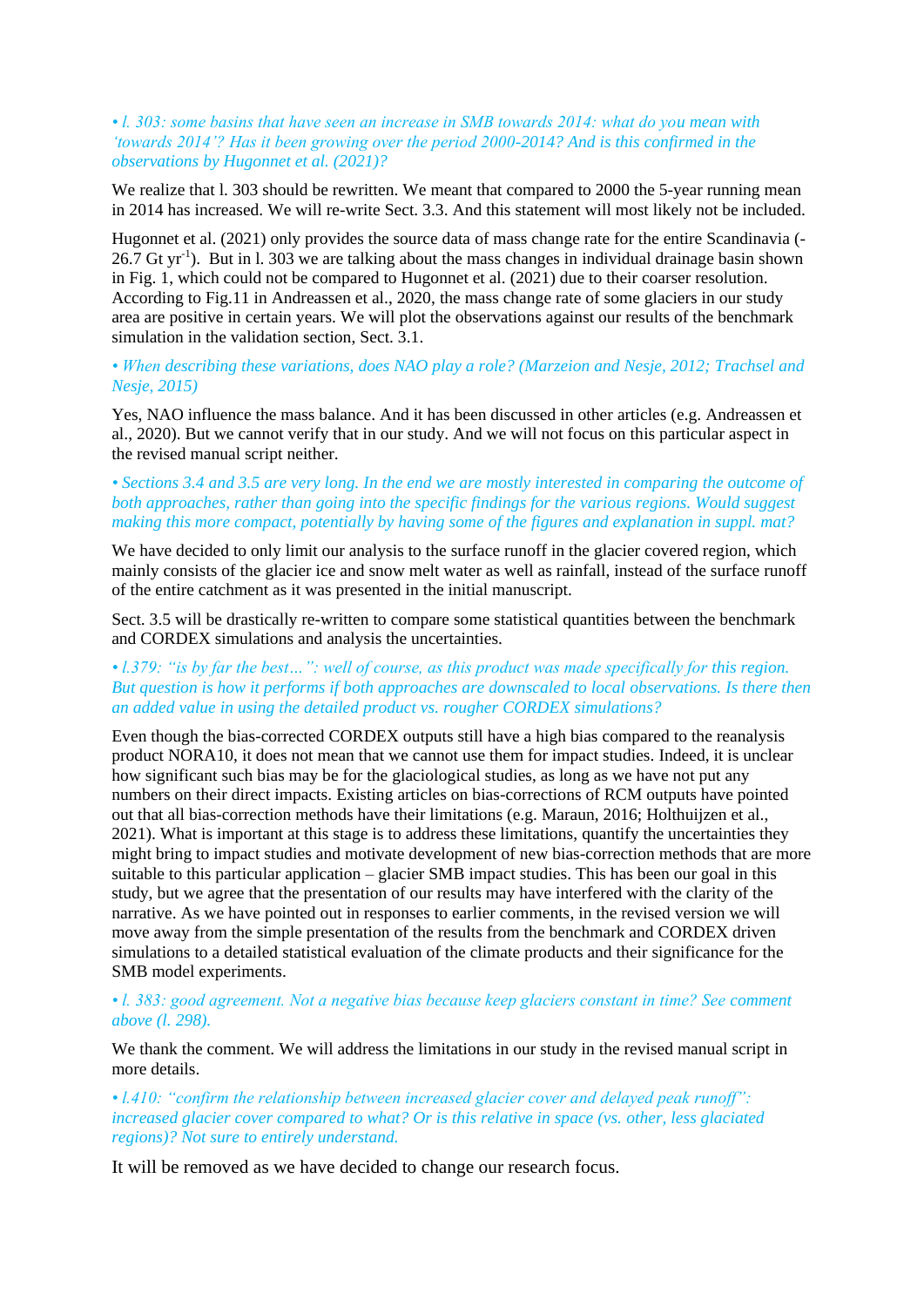*• l. 303: some basins that have seen an increase in SMB towards 2014: what do you mean with 'towards 2014'? Has it been growing over the period 2000-2014? And is this confirmed in the observations by Hugonnet et al. (2021)?*

We realize that l. 303 should be rewritten. We meant that compared to 2000 the 5-year running mean in 2014 has increased. We will re-write Sect. 3.3. And this statement will most likely not be included.

Hugonnet et al. (2021) only provides the source data of mass change rate for the entire Scandinavia (-26.7 Gt $yr^{-1}$). But in l. 303 we are talking about the mass changes in individual drainage basin shown in Fig. 1, which could not be compared to Hugonnet et al. (2021) due to their coarser resolution. According to Fig.11 in Andreassen et al., 2020, the mass change rate of some glaciers in our study area are positive in certain years. We will plot the observations against our results of the benchmark simulation in the validation section, Sect. 3.1.

*• When describing these variations, does NAO play a role? (Marzeion and Nesje, 2012; Trachsel and Nesje, 2015)*

Yes, NAO influence the mass balance. And it has been discussed in other articles (e.g. Andreassen et al., 2020). But we cannot verify that in our study. And we will not focus on this particular aspect in the revised manual script neither.

*• Sections 3.4 and 3.5 are very long. In the end we are mostly interested in comparing the outcome of both approaches, rather than going into the specific findings for the various regions. Would suggest making this more compact, potentially by having some of the figures and explanation in suppl. mat?*

We have decided to only limit our analysis to the surface runoff in the glacier covered region, which mainly consists of the glacier ice and snow melt water as well as rainfall, instead of the surface runoff of the entire catchment as it was presented in the initial manuscript.

Sect. 3.5 will be drastically re-written to compare some statistical quantities between the benchmark and CORDEX simulations and analysis the uncertainties.

*• l.379: "is by far the best…": well of course, as this product was made specifically for this region. But question is how it performs if both approaches are downscaled to local observations. Is there then an added value in using the detailed product vs. rougher CORDEX simulations?*

Even though the bias-corrected CORDEX outputs still have a high bias compared to the reanalysis product NORA10, it does not mean that we cannot use them for impact studies. Indeed, it is unclear how significant such bias may be for the glaciological studies, as long as we have not put any numbers on their direct impacts. Existing articles on bias-corrections of RCM outputs have pointed out that all bias-correction methods have their limitations (e.g. Maraun, 2016; Holthuijzen et al., 2021). What is important at this stage is to address these limitations, quantify the uncertainties they might bring to impact studies and motivate development of new bias-correction methods that are more suitable to this particular application – glacier SMB impact studies. This has been our goal in this study, but we agree that the presentation of our results may have interfered with the clarity of the narrative. As we have pointed out in responses to earlier comments, in the revised version we will move away from the simple presentation of the results from the benchmark and CORDEX driven simulations to a detailed statistical evaluation of the climate products and their significance for the SMB model experiments.

*• l. 383: good agreement. Not a negative bias because keep glaciers constant in time? See comment above (l. 298).*

We thank the comment. We will address the limitations in our study in the revised manual script in more details.

*• l.410: "confirm the relationship between increased glacier cover and delayed peak runoff": increased glacier cover compared to what? Or is this relative in space (vs. other, less glaciated regions)? Not sure to entirely understand.*

It will be removed as we have decided to change our research focus.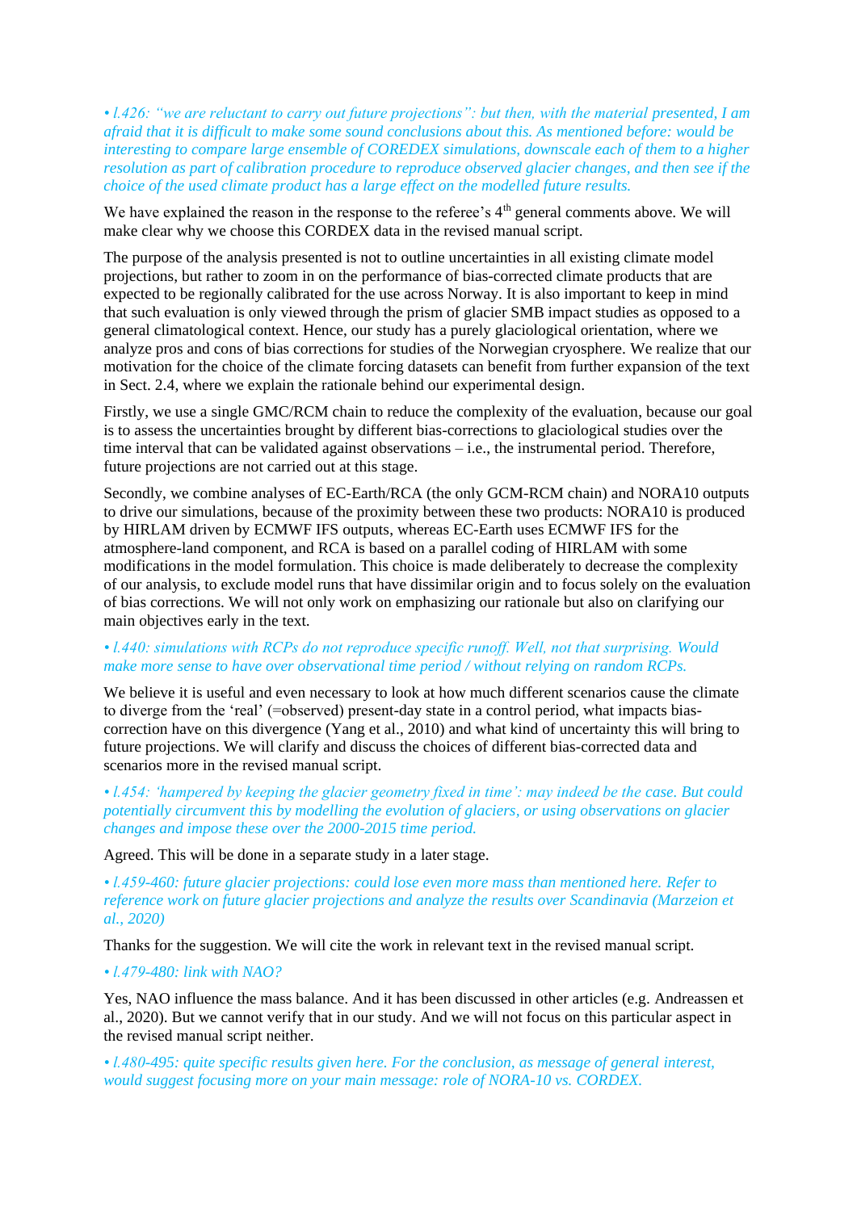*• l.426: "we are reluctant to carry out future projections": but then, with the material presented, I am afraid that it is difficult to make some sound conclusions about this. As mentioned before: would be interesting to compare large ensemble of COREDEX simulations, downscale each of them to a higher resolution as part of calibration procedure to reproduce observed glacier changes, and then see if the choice of the used climate product has a large effect on the modelled future results.*

We have explained the reason in the response to the referee's 4th general comments above. We will make clear why we choose this CORDEX data in the revised manual script.

The purpose of the analysis presented is not to outline uncertainties in all existing climate model projections, but rather to zoom in on the performance of bias-corrected climate products that are expected to be regionally calibrated for the use across Norway. It is also important to keep in mind that such evaluation is only viewed through the prism of glacier SMB impact studies as opposed to a general climatological context. Hence, our study has a purely glaciological orientation, where we analyze pros and cons of bias corrections for studies of the Norwegian cryosphere. We realize that our motivation for the choice of the climate forcing datasets can benefit from further expansion of the text in Sect. 2.4, where we explain the rationale behind our experimental design.

Firstly, we use a single GMC/RCM chain to reduce the complexity of the evaluation, because our goal is to assess the uncertainties brought by different bias-corrections to glaciological studies over the time interval that can be validated against observations – i.e., the instrumental period. Therefore, future projections are not carried out at this stage.

Secondly, we combine analyses of EC-Earth/RCA (the only GCM-RCM chain) and NORA10 outputs to drive our simulations, because of the proximity between these two products: NORA10 is produced by HIRLAM driven by ECMWF IFS outputs, whereas EC-Earth uses ECMWF IFS for the atmosphere-land component, and RCA is based on a parallel coding of HIRLAM with some modifications in the model formulation. This choice is made deliberately to decrease the complexity of our analysis, to exclude model runs that have dissimilar origin and to focus solely on the evaluation of bias corrections. We will not only work on emphasizing our rationale but also on clarifying our main objectives early in the text.

*• l.440: simulations with RCPs do not reproduce specific runoff. Well, not that surprising. Would make more sense to have over observational time period / without relying on random RCPs.*

We believe it is useful and even necessary to look at how much different scenarios cause the climate to diverge from the 'real' (=observed) present-day state in a control period, what impacts bias-correction have on this divergence (Yang et al., 2010) and what kind of uncertainty this will bring to future projections. We will clarify and discuss the choices of different bias-corrected data and scenarios more in the revised manual script.

*• l.454: 'hampered by keeping the glacier geometry fixed in time': may indeed be the case. But could potentially circumvent this by modelling the evolution of glaciers, or using observations on glacier changes and impose these over the 2000-2015 time period.*

Agreed. This will be done in a separate study in a later stage.

*• l.459-460: future glacier projections: could lose even more mass than mentioned here. Refer to reference work on future glacier projections and analyze the results over Scandinavia (Marzeion et al., 2020)*

Thanks for the suggestion. We will cite the work in relevant text in the revised manual script.

*• l.479-480: link with NAO?*

Yes, NAO influence the mass balance. And it has been discussed in other articles (e.g. Andreassen et al., 2020). But we cannot verify that in our study. And we will not focus on this particular aspect in the revised manual script neither.

*• l.480-495: quite specific results given here. For the conclusion, as message of general interest, would suggest focusing more on your main message: role of NORA-10 vs. CORDEX.*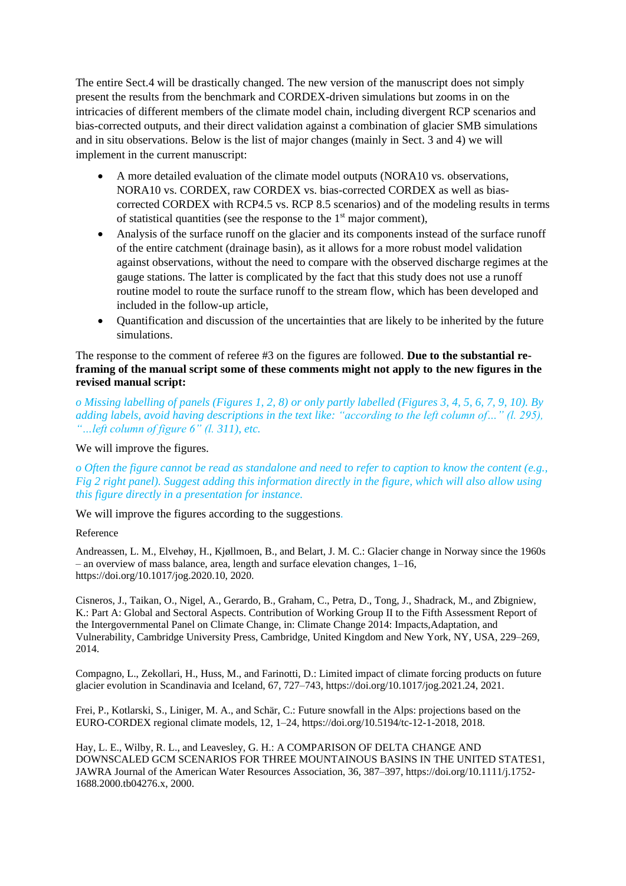The entire Sect.4 will be drastically changed. The new version of the manuscript does not simply present the results from the benchmark and CORDEX-driven simulations but zooms in on the intricacies of different members of the climate model chain, including divergent RCP scenarios and bias-corrected outputs, and their direct validation against a combination of glacier SMB simulations and in situ observations. Below is the list of major changes (mainly in Sect. 3 and 4) we will implement in the current manuscript:

- A more detailed evaluation of the climate model outputs (NORA10 vs. observations, NORA10 vs. CORDEX, raw CORDEX vs. bias-corrected CORDEX as well as bias-corrected CORDEX with RCP4.5 vs. RCP 8.5 scenarios) and of the modeling results in terms of statistical quantities (see the response to the 1st major comment),
- Analysis of the surface runoff on the glacier and its components instead of the surface runoff of the entire catchment (drainage basin), as it allows for a more robust model validation against observations, without the need to compare with the observed discharge regimes at the gauge stations. The latter is complicated by the fact that this study does not use a runoff routine model to route the surface runoff to the stream flow, which has been developed and included in the follow-up article,
- Quantification and discussion of the uncertainties that are likely to be inherited by the future simulations.

The response to the comment of referee #3 on the figures are followed. **Due to the substantial re-framing of the manual script some of these comments might not apply to the new figures in the revised manual script:**

*o Missing labelling of panels (Figures 1, 2, 8) or only partly labelled (Figures 3, 4, 5, 6, 7, 9, 10). By adding labels, avoid having descriptions in the text like: "according to the left column of..." (l. 295), "...left column of figure 6" (l. 311), etc.*

We will improve the figures.

*o Often the figure cannot be read as standalone and need to refer to caption to know the content (e.g., Fig 2 right panel). Suggest adding this information directly in the figure, which will also allow using this figure directly in a presentation for instance.*

We will improve the figures according to the suggestions.

Reference

Andreassen, L. M., Elvehøy, H., Kjøllmoen, B., and Belart, J. M. C.: Glacier change in Norway since the 1960s – an overview of mass balance, area, length and surface elevation changes, 1–16, https://doi.org/10.1017/jog.2020.10, 2020.

Cisneros, J., Taikan, O., Nigel, A., Gerardo, B., Graham, C., Petra, D., Tong, J., Shadrack, M., and Zbigniew, K.: Part A: Global and Sectoral Aspects. Contribution of Working Group II to the Fifth Assessment Report of the Intergovernmental Panel on Climate Change, in: Climate Change 2014: Impacts,Adaptation, and Vulnerability, Cambridge University Press, Cambridge, United Kingdom and New York, NY, USA, 229–269, 2014.

Compagno, L., Zekollari, H., Huss, M., and Farinotti, D.: Limited impact of climate forcing products on future glacier evolution in Scandinavia and Iceland, 67, 727–743, https://doi.org/10.1017/jog.2021.24, 2021.

Frei, P., Kotlarski, S., Liniger, M. A., and Schär, C.: Future snowfall in the Alps: projections based on the EURO-CORDEX regional climate models, 12, 1–24, https://doi.org/10.5194/tc-12-1-2018, 2018.

Hay, L. E., Wilby, R. L., and Leavesley, G. H.: A COMPARISON OF DELTA CHANGE AND DOWNSCALED GCM SCENARIOS FOR THREE MOUNTAINOUS BASINS IN THE UNITED STATES1, JAWRA Journal of the American Water Resources Association, 36, 387–397, https://doi.org/10.1111/j.1752-1688.2000.tb04276.x, 2000.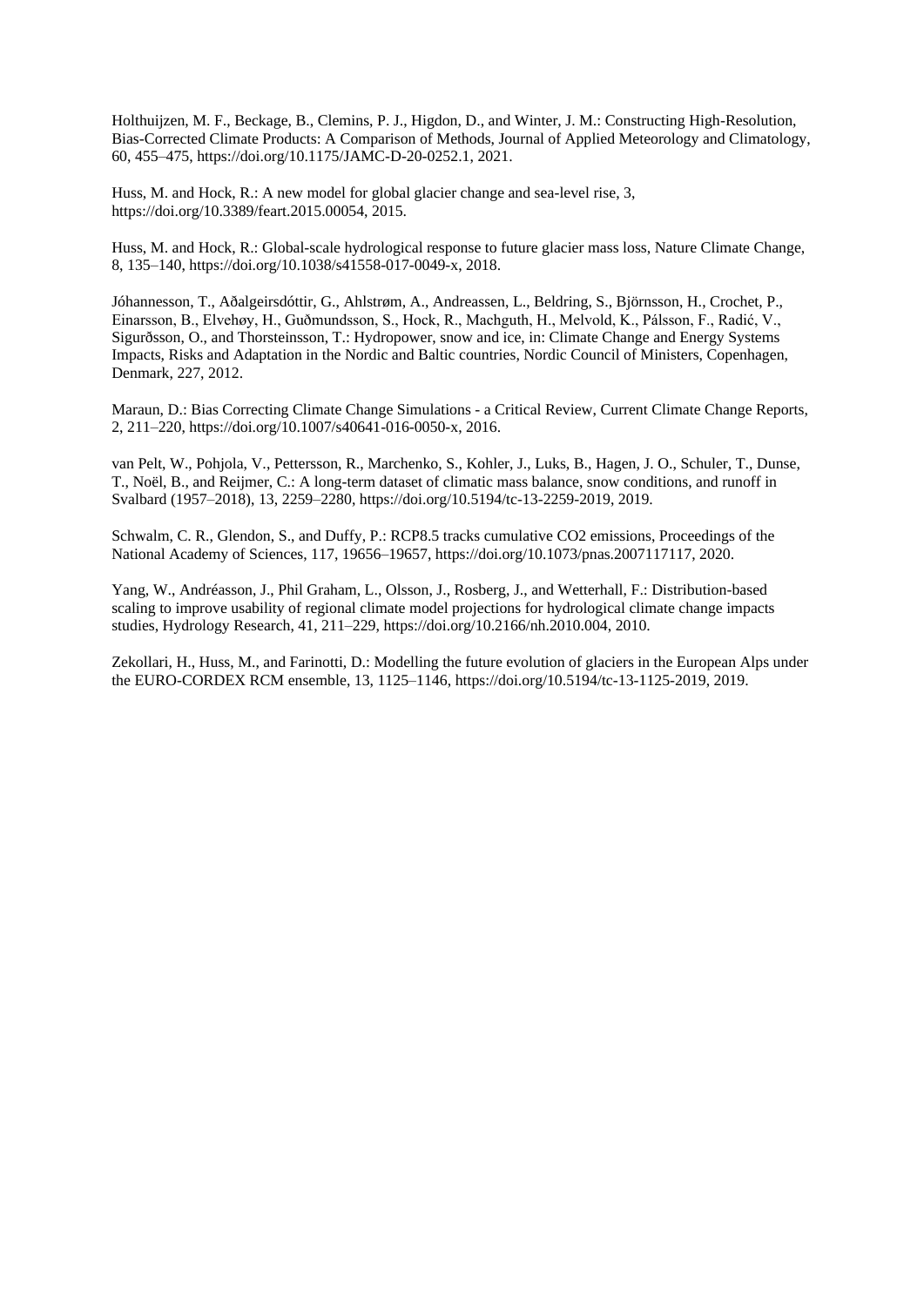Holthuijzen, M. F., Beckage, B., Clemins, P. J., Higdon, D., and Winter, J. M.: Constructing High-Resolution, Bias-Corrected Climate Products: A Comparison of Methods, Journal of Applied Meteorology and Climatology, 60, 455–475, https://doi.org/10.1175/JAMC-D-20-0252.1, 2021.

Huss, M. and Hock, R.: A new model for global glacier change and sea-level rise, 3, https://doi.org/10.3389/feart.2015.00054, 2015.

Huss, M. and Hock, R.: Global-scale hydrological response to future glacier mass loss, Nature Climate Change, 8, 135–140, https://doi.org/10.1038/s41558-017-0049-x, 2018.

Jóhannesson, T., Aðalgeirsdóttir, G., Ahlstrøm, A., Andreassen, L., Beldring, S., Björnsson, H., Crochet, P., Einarsson, B., Elvehøy, H., Guðmundsson, S., Hock, R., Machguth, H., Melvold, K., Pálsson, F., Radić, V., Sigurðsson, O., and Thorsteinsson, T.: Hydropower, snow and ice, in: Climate Change and Energy Systems Impacts, Risks and Adaptation in the Nordic and Baltic countries, Nordic Council of Ministers, Copenhagen, Denmark, 227, 2012.

Maraun, D.: Bias Correcting Climate Change Simulations - a Critical Review, Current Climate Change Reports, 2, 211–220, https://doi.org/10.1007/s40641-016-0050-x, 2016.

van Pelt, W., Pohjola, V., Pettersson, R., Marchenko, S., Kohler, J., Luks, B., Hagen, J. O., Schuler, T., Dunse, T., Noël, B., and Reijmer, C.: A long-term dataset of climatic mass balance, snow conditions, and runoff in Svalbard (1957–2018), 13, 2259–2280, https://doi.org/10.5194/tc-13-2259-2019, 2019.

Schwalm, C. R., Glendon, S., and Duffy, P.: RCP8.5 tracks cumulative CO2 emissions, Proceedings of the National Academy of Sciences, 117, 19656–19657, https://doi.org/10.1073/pnas.2007117117, 2020.

Yang, W., Andréasson, J., Phil Graham, L., Olsson, J., Rosberg, J., and Wetterhall, F.: Distribution-based scaling to improve usability of regional climate model projections for hydrological climate change impacts studies, Hydrology Research, 41, 211–229, https://doi.org/10.2166/nh.2010.004, 2010.

Zekollari, H., Huss, M., and Farinotti, D.: Modelling the future evolution of glaciers in the European Alps under the EURO-CORDEX RCM ensemble, 13, 1125–1146, https://doi.org/10.5194/tc-13-1125-2019, 2019.